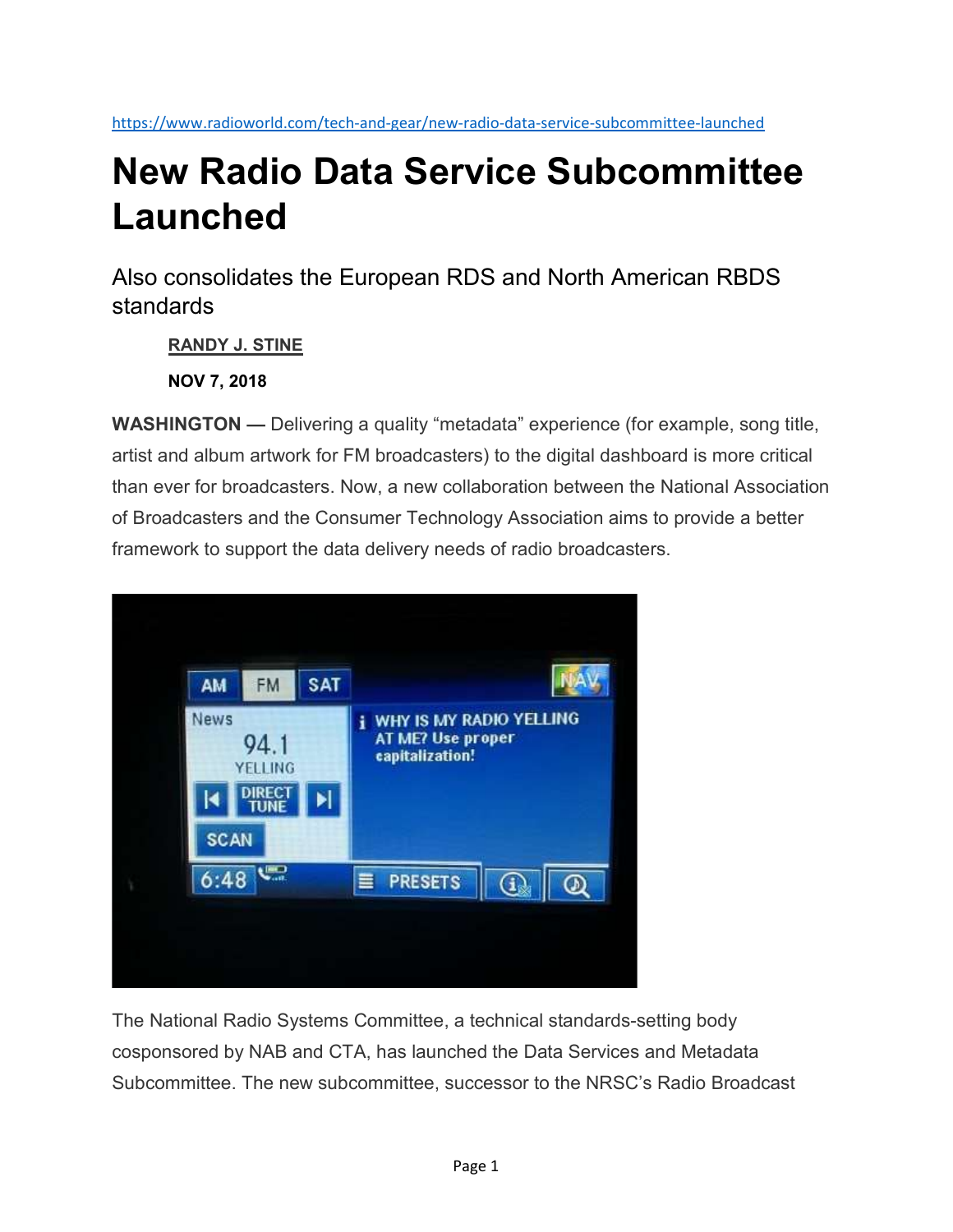https://www.radioworld.com/tech-and-gear/new-radio-data-service-subcommittee-launched

# New Radio Data Service Subcommittee Launched

## Also consolidates the European RDS and North American RBDS standards

**RANDY J. STINE**

**NOV 7, 2018**

**WASHINGTON —** Delivering a quality "metadata" experience (for example, song title, artist and album artwork for FM broadcasters) to the digital dashboard is more critical than ever for broadcasters. Now, a new collaboration between the National Association of Broadcasters and the Consumer Technology Association aims to provide a better framework to support the data delivery needs of radio broadcasters.

The National Radio Systems Committee, a technical standards-setting body cosponsored by NAB and CTA, has launched the Data Services and Metadata Subcommittee. The new subcommittee, successor to the NRSC's Radio Broadcast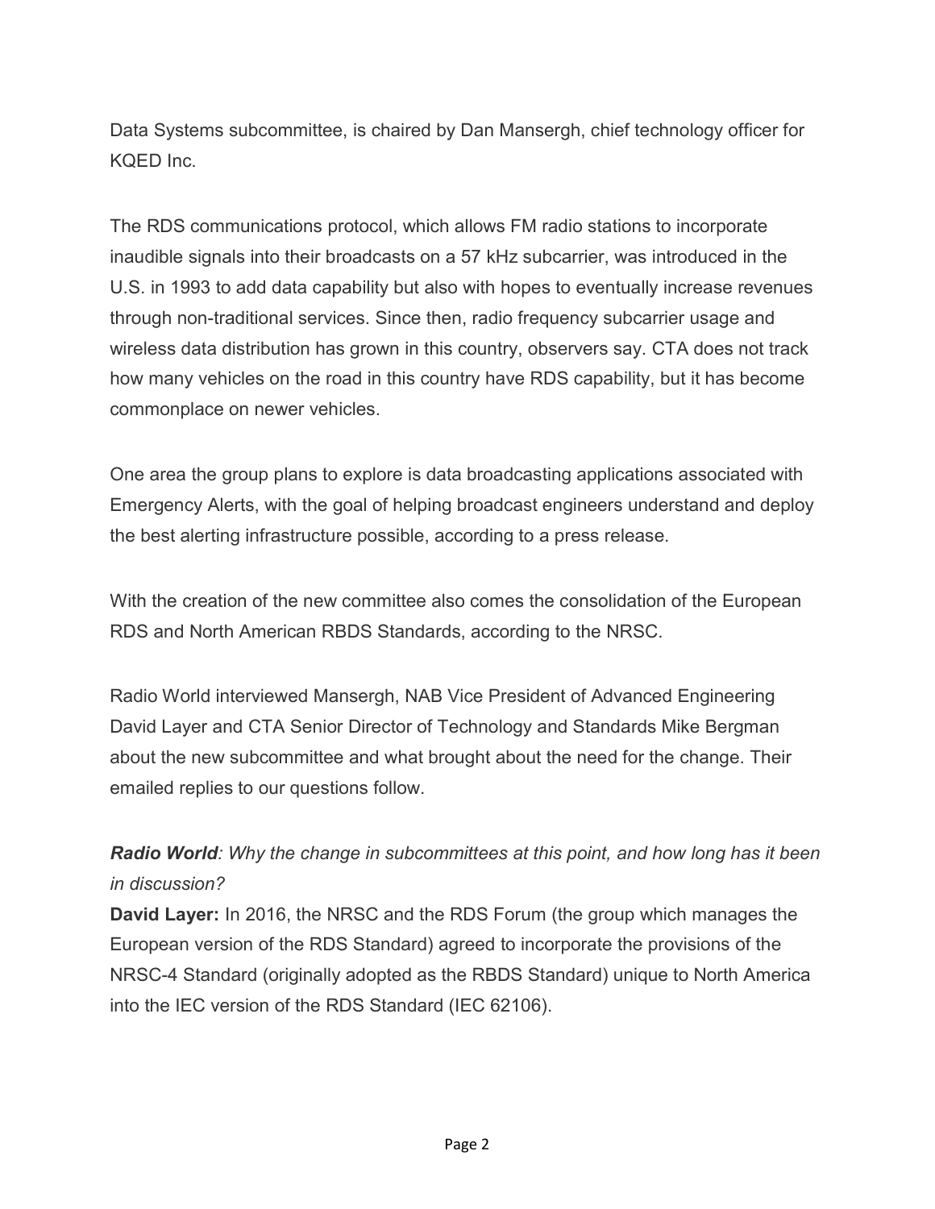Data Systems subcommittee, is chaired by Dan Mansergh, chief technology officer for KQED Inc.

The RDS communications protocol, which allows FM radio stations to incorporate inaudible signals into their broadcasts on a 57 kHz subcarrier, was introduced in the U.S. in 1993 to add data capability but also with hopes to eventually increase revenues through non-traditional services. Since then, radio frequency subcarrier usage and wireless data distribution has grown in this country, observers say. CTA does not track how many vehicles on the road in this country have RDS capability, but it has become commonplace on newer vehicles.

One area the group plans to explore is data broadcasting applications associated with Emergency Alerts, with the goal of helping broadcast engineers understand and deploy the best alerting infrastructure possible, according to a press release.

With the creation of the new committee also comes the consolidation of the European RDS and North American RBDS Standards, according to the NRSC.

Radio World interviewed Mansergh, NAB Vice President of Advanced Engineering David Layer and CTA Senior Director of Technology and Standards Mike Bergman about the new subcommittee and what brought about the need for the change. Their emailed replies to our questions follow.

***Radio World**: Why the change in subcommittees at this point, and how long has it been in discussion?*

**David Layer:** In 2016, the NRSC and the RDS Forum (the group which manages the European version of the RDS Standard) agreed to incorporate the provisions of the NRSC-4 Standard (originally adopted as the RBDS Standard) unique to North America into the IEC version of the RDS Standard (IEC 62106).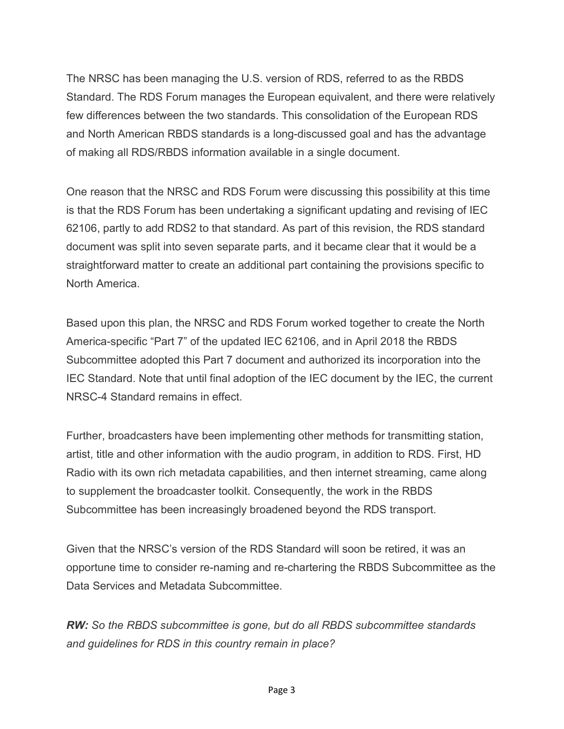The NRSC has been managing the U.S. version of RDS, referred to as the RBDS Standard. The RDS Forum manages the European equivalent, and there were relatively few differences between the two standards. This consolidation of the European RDS and North American RBDS standards is a long-discussed goal and has the advantage of making all RDS/RBDS information available in a single document.

One reason that the NRSC and RDS Forum were discussing this possibility at this time is that the RDS Forum has been undertaking a significant updating and revising of IEC 62106, partly to add RDS2 to that standard. As part of this revision, the RDS standard document was split into seven separate parts, and it became clear that it would be a straightforward matter to create an additional part containing the provisions specific to North America.

Based upon this plan, the NRSC and RDS Forum worked together to create the North America-specific "Part 7" of the updated IEC 62106, and in April 2018 the RBDS Subcommittee adopted this Part 7 document and authorized its incorporation into the IEC Standard. Note that until final adoption of the IEC document by the IEC, the current NRSC-4 Standard remains in effect.

Further, broadcasters have been implementing other methods for transmitting station, artist, title and other information with the audio program, in addition to RDS. First, HD Radio with its own rich metadata capabilities, and then internet streaming, came along to supplement the broadcaster toolkit. Consequently, the work in the RBDS Subcommittee has been increasingly broadened beyond the RDS transport.

Given that the NRSC's version of the RDS Standard will soon be retired, it was an opportune time to consider re-naming and re-chartering the RBDS Subcommittee as the Data Services and Metadata Subcommittee.

***RW:*** *So the RBDS subcommittee is gone, but do all RBDS subcommittee standards and guidelines for RDS in this country remain in place?*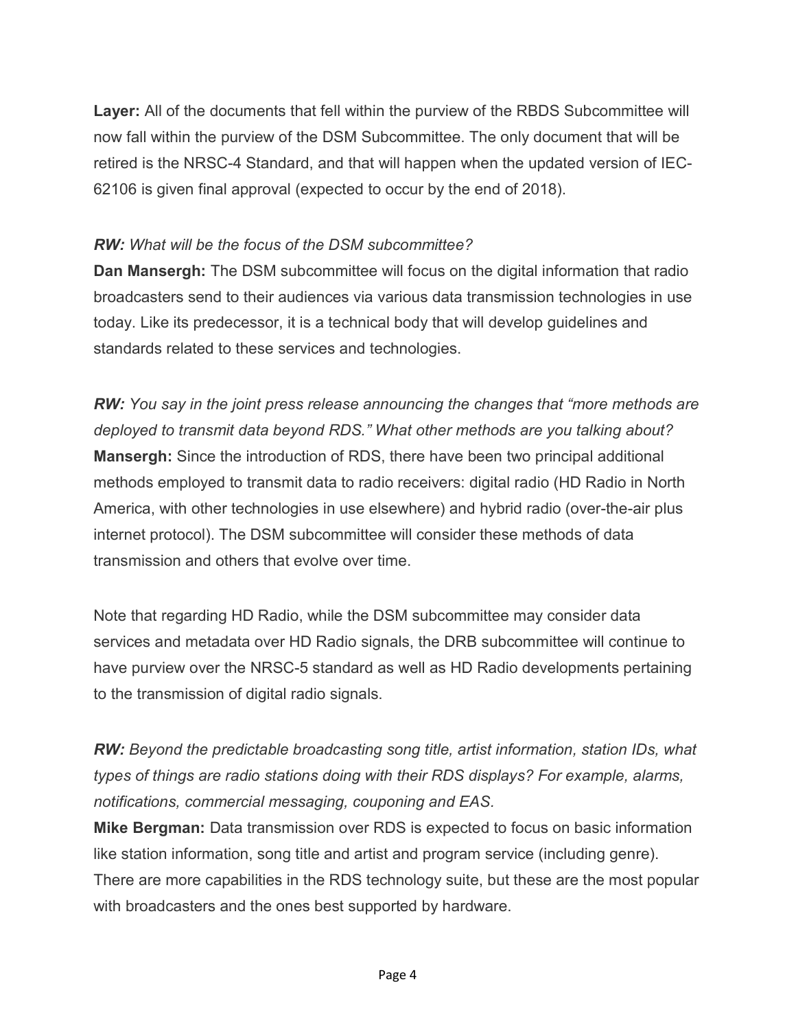**Layer:** All of the documents that fell within the purview of the RBDS Subcommittee will now fall within the purview of the DSM Subcommittee. The only document that will be retired is the NRSC-4 Standard, and that will happen when the updated version of IEC-62106 is given final approval (expected to occur by the end of 2018).

***RW:*** *What will be the focus of the DSM subcommittee?*
**Dan Mansergh:** The DSM subcommittee will focus on the digital information that radio broadcasters send to their audiences via various data transmission technologies in use today. Like its predecessor, it is a technical body that will develop guidelines and standards related to these services and technologies.

***RW:*** *You say in the joint press release announcing the changes that "more methods are deployed to transmit data beyond RDS." What other methods are you talking about?*
**Mansergh:** Since the introduction of RDS, there have been two principal additional methods employed to transmit data to radio receivers: digital radio (HD Radio in North America, with other technologies in use elsewhere) and hybrid radio (over-the-air plus internet protocol). The DSM subcommittee will consider these methods of data transmission and others that evolve over time.

Note that regarding HD Radio, while the DSM subcommittee may consider data services and metadata over HD Radio signals, the DRB subcommittee will continue to have purview over the NRSC-5 standard as well as HD Radio developments pertaining to the transmission of digital radio signals.

***RW:*** *Beyond the predictable broadcasting song title, artist information, station IDs, what types of things are radio stations doing with their RDS displays? For example, alarms, notifications, commercial messaging, couponing and EAS.*
**Mike Bergman:** Data transmission over RDS is expected to focus on basic information like station information, song title and artist and program service (including genre). There are more capabilities in the RDS technology suite, but these are the most popular with broadcasters and the ones best supported by hardware.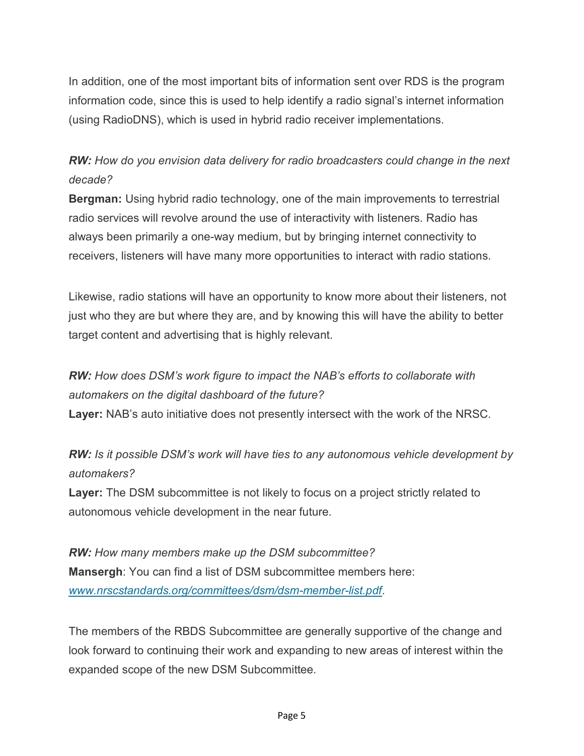In addition, one of the most important bits of information sent over RDS is the program information code, since this is used to help identify a radio signal's internet information (using RadioDNS), which is used in hybrid radio receiver implementations.

***RW:*** *How do you envision data delivery for radio broadcasters could change in the next decade?*
**Bergman:** Using hybrid radio technology, one of the main improvements to terrestrial radio services will revolve around the use of interactivity with listeners. Radio has always been primarily a one-way medium, but by bringing internet connectivity to receivers, listeners will have many more opportunities to interact with radio stations.

Likewise, radio stations will have an opportunity to know more about their listeners, not just who they are but where they are, and by knowing this will have the ability to better target content and advertising that is highly relevant.

***RW:*** *How does DSM's work figure to impact the NAB's efforts to collaborate with automakers on the digital dashboard of the future?*
**Layer:** NAB's auto initiative does not presently intersect with the work of the NRSC.

***RW:*** *Is it possible DSM's work will have ties to any autonomous vehicle development by automakers?*
**Layer:** The DSM subcommittee is not likely to focus on a project strictly related to autonomous vehicle development in the near future.

***RW:*** *How many members make up the DSM subcommittee?*
**Mansergh**: You can find a list of DSM subcommittee members here: *www.nrscstandards.org/committees/dsm/dsm-member-list.pdf*.

The members of the RBDS Subcommittee are generally supportive of the change and look forward to continuing their work and expanding to new areas of interest within the expanded scope of the new DSM Subcommittee.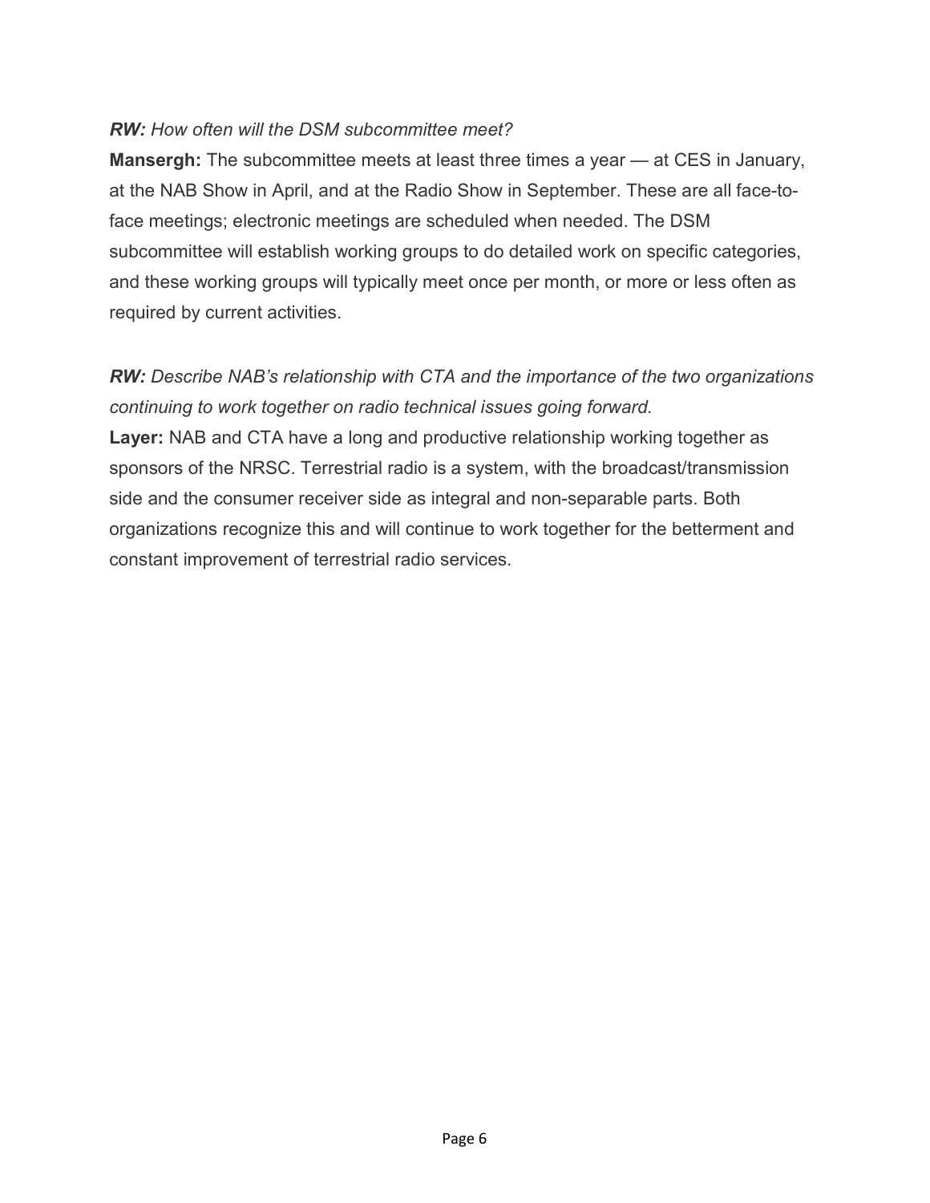***RW:*** *How often will the DSM subcommittee meet?*

**Mansergh:** The subcommittee meets at least three times a year — at CES in January, at the NAB Show in April, and at the Radio Show in September. These are all face-to-face meetings; electronic meetings are scheduled when needed. The DSM subcommittee will establish working groups to do detailed work on specific categories, and these working groups will typically meet once per month, or more or less often as required by current activities.

***RW:*** *Describe NAB's relationship with CTA and the importance of the two organizations continuing to work together on radio technical issues going forward.*

**Layer:** NAB and CTA have a long and productive relationship working together as sponsors of the NRSC. Terrestrial radio is a system, with the broadcast/transmission side and the consumer receiver side as integral and non-separable parts. Both organizations recognize this and will continue to work together for the betterment and constant improvement of terrestrial radio services.